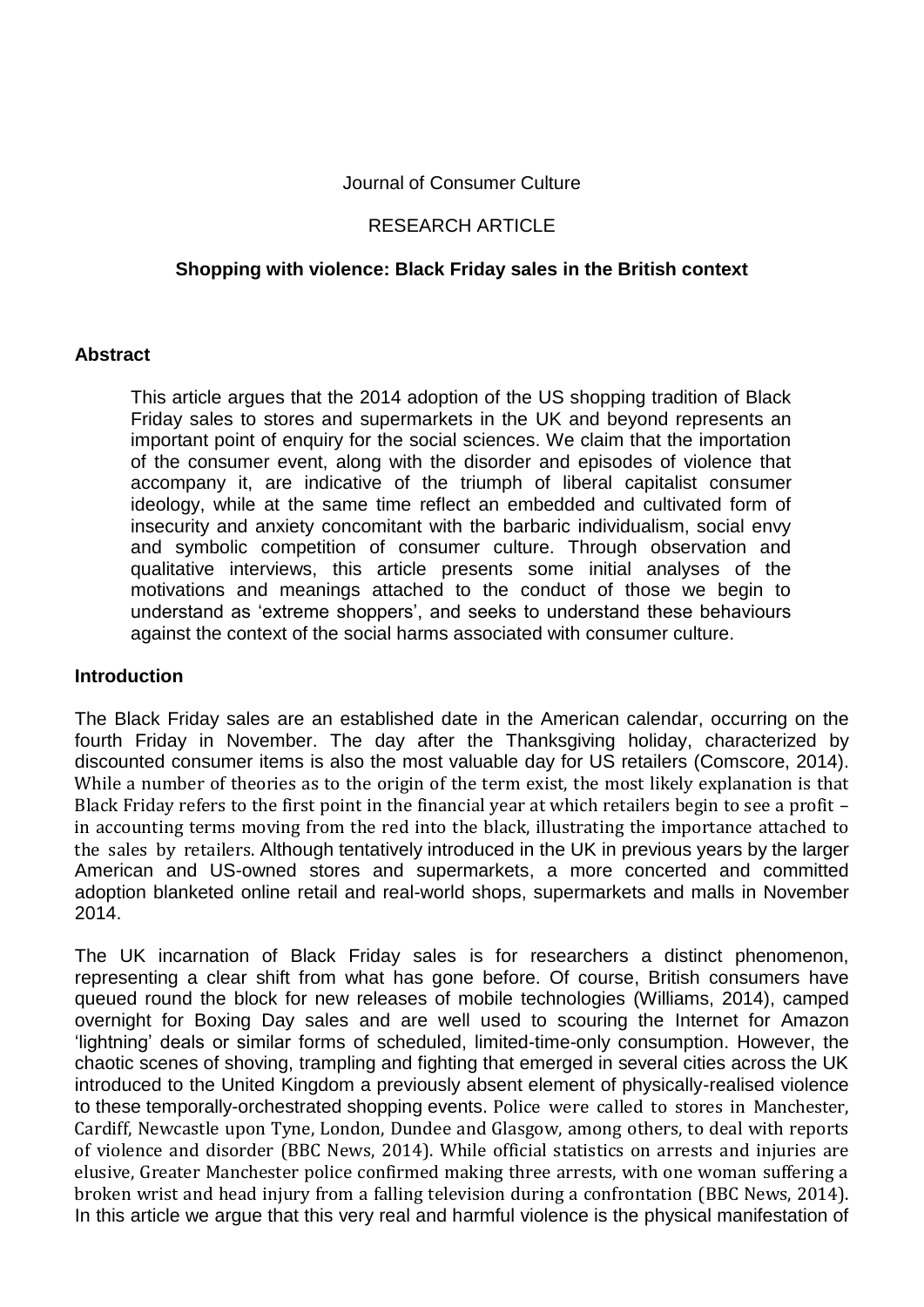Journal of Consumer Culture

RESEARCH ARTICLE

**Shopping with violence: Black Friday sales in the British context**

## Abstract

This article argues that the 2014 adoption of the US shopping tradition of Black Friday sales to stores and supermarkets in the UK and beyond represents an important point of enquiry for the social sciences. We claim that the importation of the consumer event, along with the disorder and episodes of violence that accompany it, are indicative of the triumph of liberal capitalist consumer ideology, while at the same time reflect an embedded and cultivated form of insecurity and anxiety concomitant with the barbaric individualism, social envy and symbolic competition of consumer culture. Through observation and qualitative interviews, this article presents some initial analyses of the motivations and meanings attached to the conduct of those we begin to understand as 'extreme shoppers', and seeks to understand these behaviours against the context of the social harms associated with consumer culture.

## Introduction

The Black Friday sales are an established date in the American calendar, occurring on the fourth Friday in November. The day after the Thanksgiving holiday, characterized by discounted consumer items is also the most valuable day for US retailers (Comscore, 2014). While a number of theories as to the origin of the term exist, the most likely explanation is that Black Friday refers to the first point in the financial year at which retailers begin to see a profit – in accounting terms moving from the red into the black, illustrating the importance attached to the sales by retailers. Although tentatively introduced in the UK in previous years by the larger American and US-owned stores and supermarkets, a more concerted and committed adoption blanketed online retail and real-world shops, supermarkets and malls in November 2014.

The UK incarnation of Black Friday sales is for researchers a distinct phenomenon, representing a clear shift from what has gone before. Of course, British consumers have queued round the block for new releases of mobile technologies (Williams, 2014), camped overnight for Boxing Day sales and are well used to scouring the Internet for Amazon 'lightning' deals or similar forms of scheduled, limited-time-only consumption. However, the chaotic scenes of shoving, trampling and fighting that emerged in several cities across the UK introduced to the United Kingdom a previously absent element of physically-realised violence to these temporally-orchestrated shopping events. Police were called to stores in Manchester, Cardiff, Newcastle upon Tyne, London, Dundee and Glasgow, among others, to deal with reports of violence and disorder (BBC News, 2014). While official statistics on arrests and injuries are elusive, Greater Manchester police confirmed making three arrests, with one woman suffering a broken wrist and head injury from a falling television during a confrontation (BBC News, 2014). In this article we argue that this very real and harmful violence is the physical manifestation of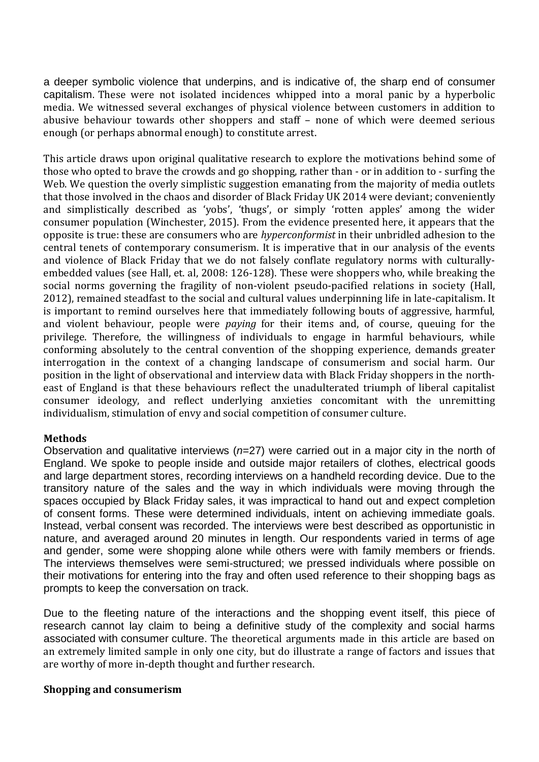a deeper symbolic violence that underpins, and is indicative of, the sharp end of consumer capitalism. These were not isolated incidences whipped into a moral panic by a hyperbolic media. We witnessed several exchanges of physical violence between customers in addition to abusive behaviour towards other shoppers and staff – none of which were deemed serious enough (or perhaps abnormal enough) to constitute arrest.

This article draws upon original qualitative research to explore the motivations behind some of those who opted to brave the crowds and go shopping, rather than - or in addition to - surfing the Web. We question the overly simplistic suggestion emanating from the majority of media outlets that those involved in the chaos and disorder of Black Friday UK 2014 were deviant; conveniently and simplistically described as 'yobs', 'thugs', or simply 'rotten apples' among the wider consumer population (Winchester, 2015). From the evidence presented here, it appears that the opposite is true: these are consumers who are *hyperconformist* in their unbridled adhesion to the central tenets of contemporary consumerism. It is imperative that in our analysis of the events and violence of Black Friday that we do not falsely conflate regulatory norms with culturally-embedded values (see Hall, et. al, 2008: 126-128). These were shoppers who, while breaking the social norms governing the fragility of non-violent pseudo-pacified relations in society (Hall, 2012), remained steadfast to the social and cultural values underpinning life in late-capitalism. It is important to remind ourselves here that immediately following bouts of aggressive, harmful, and violent behaviour, people were *paying* for their items and, of course, queuing for the privilege. Therefore, the willingness of individuals to engage in harmful behaviours, while conforming absolutely to the central convention of the shopping experience, demands greater interrogation in the context of a changing landscape of consumerism and social harm. Our position in the light of observational and interview data with Black Friday shoppers in the north-east of England is that these behaviours reflect the unadulterated triumph of liberal capitalist consumer ideology, and reflect underlying anxieties concomitant with the unremitting individualism, stimulation of envy and social competition of consumer culture.

**Methods**

Observation and qualitative interviews (*n*=27) were carried out in a major city in the north of England. We spoke to people inside and outside major retailers of clothes, electrical goods and large department stores, recording interviews on a handheld recording device. Due to the transitory nature of the sales and the way in which individuals were moving through the spaces occupied by Black Friday sales, it was impractical to hand out and expect completion of consent forms. These were determined individuals, intent on achieving immediate goals. Instead, verbal consent was recorded. The interviews were best described as opportunistic in nature, and averaged around 20 minutes in length. Our respondents varied in terms of age and gender, some were shopping alone while others were with family members or friends. The interviews themselves were semi-structured; we pressed individuals where possible on their motivations for entering into the fray and often used reference to their shopping bags as prompts to keep the conversation on track.

Due to the fleeting nature of the interactions and the shopping event itself, this piece of research cannot lay claim to being a definitive study of the complexity and social harms associated with consumer culture. The theoretical arguments made in this article are based on an extremely limited sample in only one city, but do illustrate a range of factors and issues that are worthy of more in-depth thought and further research.

**Shopping and consumerism**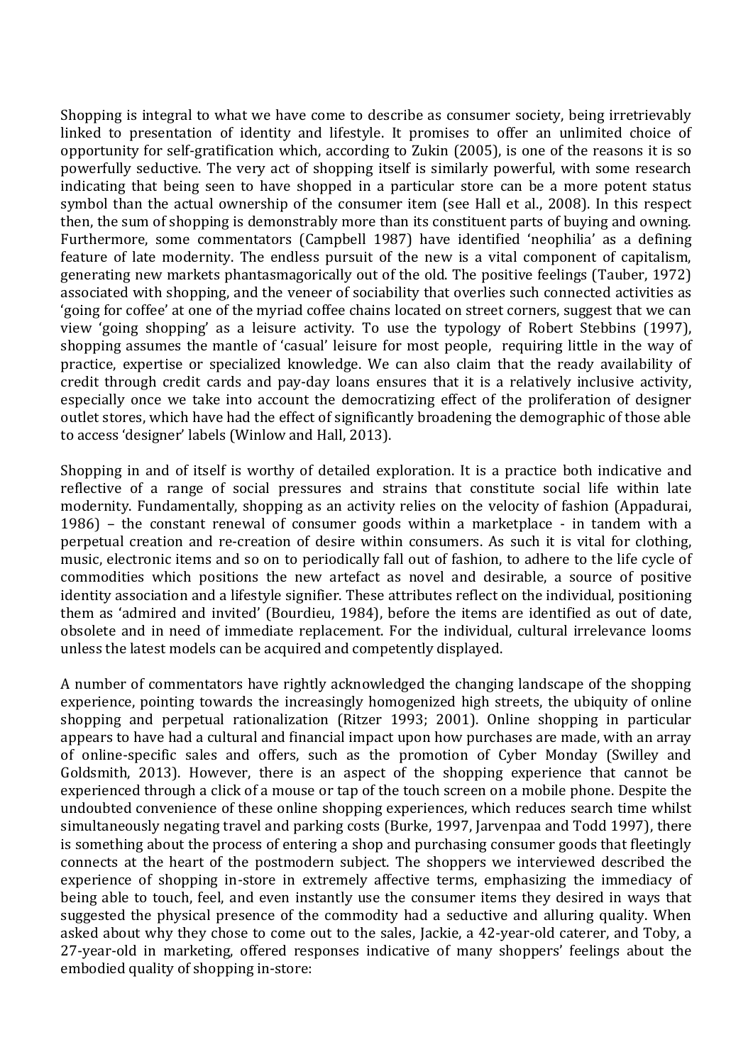Shopping is integral to what we have come to describe as consumer society, being irretrievably linked to presentation of identity and lifestyle. It promises to offer an unlimited choice of opportunity for self-gratification which, according to Zukin (2005), is one of the reasons it is so powerfully seductive. The very act of shopping itself is similarly powerful, with some research indicating that being seen to have shopped in a particular store can be a more potent status symbol than the actual ownership of the consumer item (see Hall et al., 2008). In this respect then, the sum of shopping is demonstrably more than its constituent parts of buying and owning. Furthermore, some commentators (Campbell 1987) have identified 'neophilia' as a defining feature of late modernity. The endless pursuit of the new is a vital component of capitalism, generating new markets phantasmagorically out of the old. The positive feelings (Tauber, 1972) associated with shopping, and the veneer of sociability that overlies such connected activities as 'going for coffee' at one of the myriad coffee chains located on street corners, suggest that we can view 'going shopping' as a leisure activity. To use the typology of Robert Stebbins (1997), shopping assumes the mantle of 'casual' leisure for most people, requiring little in the way of practice, expertise or specialized knowledge. We can also claim that the ready availability of credit through credit cards and pay-day loans ensures that it is a relatively inclusive activity, especially once we take into account the democratizing effect of the proliferation of designer outlet stores, which have had the effect of significantly broadening the demographic of those able to access 'designer' labels (Winlow and Hall, 2013).

Shopping in and of itself is worthy of detailed exploration. It is a practice both indicative and reflective of a range of social pressures and strains that constitute social life within late modernity. Fundamentally, shopping as an activity relies on the velocity of fashion (Appadurai, 1986) – the constant renewal of consumer goods within a marketplace - in tandem with a perpetual creation and re-creation of desire within consumers. As such it is vital for clothing, music, electronic items and so on to periodically fall out of fashion, to adhere to the life cycle of commodities which positions the new artefact as novel and desirable, a source of positive identity association and a lifestyle signifier. These attributes reflect on the individual, positioning them as 'admired and invited' (Bourdieu, 1984), before the items are identified as out of date, obsolete and in need of immediate replacement. For the individual, cultural irrelevance looms unless the latest models can be acquired and competently displayed.

A number of commentators have rightly acknowledged the changing landscape of the shopping experience, pointing towards the increasingly homogenized high streets, the ubiquity of online shopping and perpetual rationalization (Ritzer 1993; 2001). Online shopping in particular appears to have had a cultural and financial impact upon how purchases are made, with an array of online-specific sales and offers, such as the promotion of Cyber Monday (Swilley and Goldsmith, 2013). However, there is an aspect of the shopping experience that cannot be experienced through a click of a mouse or tap of the touch screen on a mobile phone. Despite the undoubted convenience of these online shopping experiences, which reduces search time whilst simultaneously negating travel and parking costs (Burke, 1997, Jarvenpaa and Todd 1997), there is something about the process of entering a shop and purchasing consumer goods that fleetingly connects at the heart of the postmodern subject. The shoppers we interviewed described the experience of shopping in-store in extremely affective terms, emphasizing the immediacy of being able to touch, feel, and even instantly use the consumer items they desired in ways that suggested the physical presence of the commodity had a seductive and alluring quality. When asked about why they chose to come out to the sales, Jackie, a 42-year-old caterer, and Toby, a 27-year-old in marketing, offered responses indicative of many shoppers' feelings about the embodied quality of shopping in-store: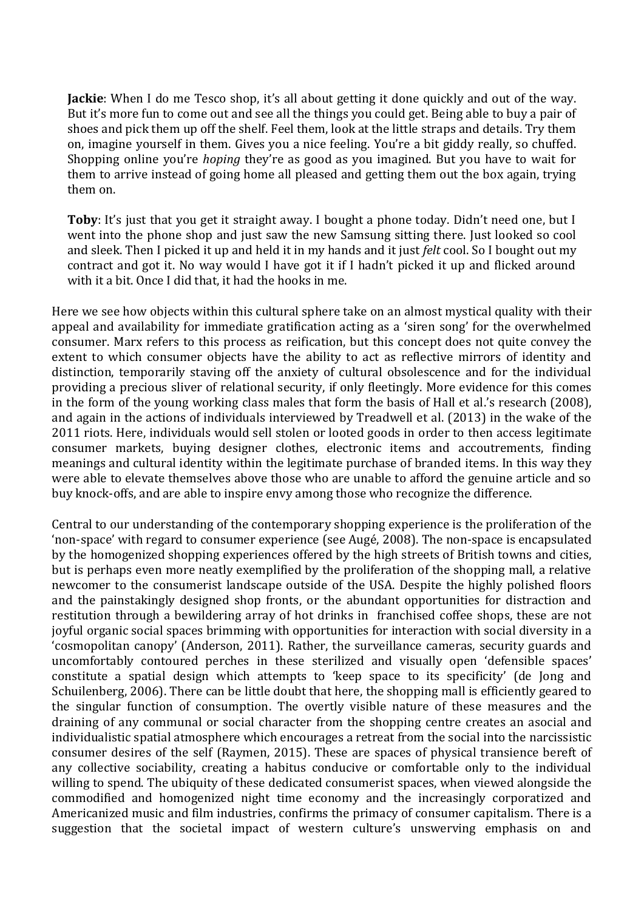> **Jackie**: When I do me Tesco shop, it's all about getting it done quickly and out of the way. But it's more fun to come out and see all the things you could get. Being able to buy a pair of shoes and pick them up off the shelf. Feel them, look at the little straps and details. Try them on, imagine yourself in them. Gives you a nice feeling. You're a bit giddy really, so chuffed. Shopping online you're *hoping* they're as good as you imagined. But you have to wait for them to arrive instead of going home all pleased and getting them out the box again, trying them on.
>
> **Toby**: It's just that you get it straight away. I bought a phone today. Didn't need one, but I went into the phone shop and just saw the new Samsung sitting there. Just looked so cool and sleek. Then I picked it up and held it in my hands and it just *felt* cool. So I bought out my contract and got it. No way would I have got it if I hadn't picked it up and flicked around with it a bit. Once I did that, it had the hooks in me.

Here we see how objects within this cultural sphere take on an almost mystical quality with their appeal and availability for immediate gratification acting as a 'siren song' for the overwhelmed consumer. Marx refers to this process as reification, but this concept does not quite convey the extent to which consumer objects have the ability to act as reflective mirrors of identity and distinction, temporarily staving off the anxiety of cultural obsolescence and for the individual providing a precious sliver of relational security, if only fleetingly. More evidence for this comes in the form of the young working class males that form the basis of Hall et al.'s research (2008), and again in the actions of individuals interviewed by Treadwell et al. (2013) in the wake of the 2011 riots. Here, individuals would sell stolen or looted goods in order to then access legitimate consumer markets, buying designer clothes, electronic items and accoutrements, finding meanings and cultural identity within the legitimate purchase of branded items. In this way they were able to elevate themselves above those who are unable to afford the genuine article and so buy knock-offs, and are able to inspire envy among those who recognize the difference.

Central to our understanding of the contemporary shopping experience is the proliferation of the 'non-space' with regard to consumer experience (see Augé, 2008). The non-space is encapsulated by the homogenized shopping experiences offered by the high streets of British towns and cities, but is perhaps even more neatly exemplified by the proliferation of the shopping mall, a relative newcomer to the consumerist landscape outside of the USA. Despite the highly polished floors and the painstakingly designed shop fronts, or the abundant opportunities for distraction and restitution through a bewildering array of hot drinks in franchised coffee shops, these are not joyful organic social spaces brimming with opportunities for interaction with social diversity in a 'cosmopolitan canopy' (Anderson, 2011). Rather, the surveillance cameras, security guards and uncomfortably contoured perches in these sterilized and visually open 'defensible spaces' constitute a spatial design which attempts to 'keep space to its specificity' (de Jong and Schuilenberg, 2006). There can be little doubt that here, the shopping mall is efficiently geared to the singular function of consumption. The overtly visible nature of these measures and the draining of any communal or social character from the shopping centre creates an asocial and individualistic spatial atmosphere which encourages a retreat from the social into the narcissistic consumer desires of the self (Raymen, 2015). These are spaces of physical transience bereft of any collective sociability, creating a habitus conducive or comfortable only to the individual willing to spend. The ubiquity of these dedicated consumerist spaces, when viewed alongside the commodified and homogenized night time economy and the increasingly corporatized and Americanized music and film industries, confirms the primacy of consumer capitalism. There is a suggestion that the societal impact of western culture's unswerving emphasis on and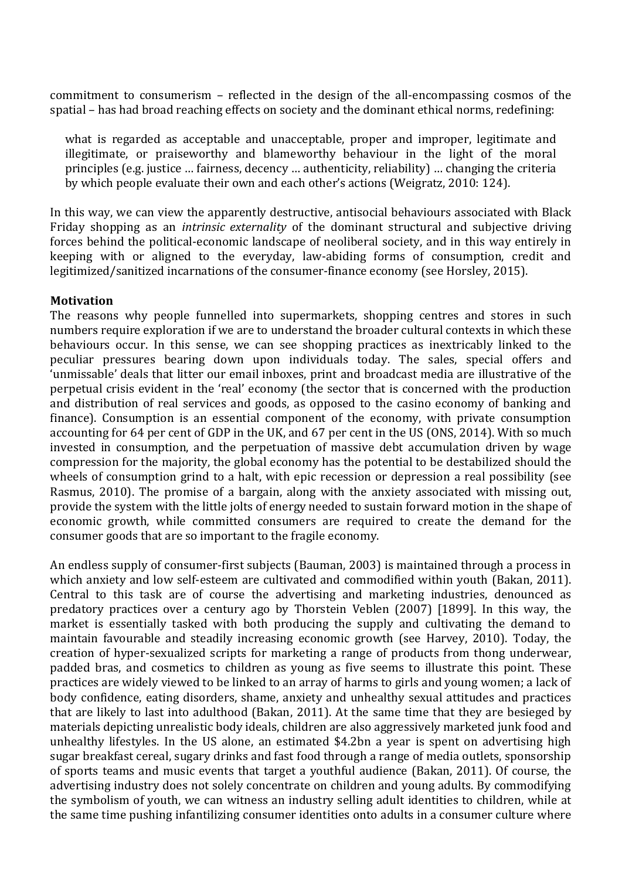commitment to consumerism – reflected in the design of the all-encompassing cosmos of the spatial – has had broad reaching effects on society and the dominant ethical norms, redefining:

> what is regarded as acceptable and unacceptable, proper and improper, legitimate and illegitimate, or praiseworthy and blameworthy behaviour in the light of the moral principles (e.g. justice … fairness, decency … authenticity, reliability) … changing the criteria by which people evaluate their own and each other's actions (Weigratz, 2010: 124).

In this way, we can view the apparently destructive, antisocial behaviours associated with Black Friday shopping as an *intrinsic externality* of the dominant structural and subjective driving forces behind the political-economic landscape of neoliberal society, and in this way entirely in keeping with or aligned to the everyday, law-abiding forms of consumption, credit and legitimized/sanitized incarnations of the consumer-finance economy (see Horsley, 2015).

**Motivation**

The reasons why people funnelled into supermarkets, shopping centres and stores in such numbers require exploration if we are to understand the broader cultural contexts in which these behaviours occur. In this sense, we can see shopping practices as inextricably linked to the peculiar pressures bearing down upon individuals today. The sales, special offers and 'unmissable' deals that litter our email inboxes, print and broadcast media are illustrative of the perpetual crisis evident in the 'real' economy (the sector that is concerned with the production and distribution of real services and goods, as opposed to the casino economy of banking and finance). Consumption is an essential component of the economy, with private consumption accounting for 64 per cent of GDP in the UK, and 67 per cent in the US (ONS, 2014). With so much invested in consumption, and the perpetuation of massive debt accumulation driven by wage compression for the majority, the global economy has the potential to be destabilized should the wheels of consumption grind to a halt, with epic recession or depression a real possibility (see Rasmus, 2010). The promise of a bargain, along with the anxiety associated with missing out, provide the system with the little jolts of energy needed to sustain forward motion in the shape of economic growth, while committed consumers are required to create the demand for the consumer goods that are so important to the fragile economy.

An endless supply of consumer-first subjects (Bauman, 2003) is maintained through a process in which anxiety and low self-esteem are cultivated and commodified within youth (Bakan, 2011). Central to this task are of course the advertising and marketing industries, denounced as predatory practices over a century ago by Thorstein Veblen (2007) [1899]. In this way, the market is essentially tasked with both producing the supply and cultivating the demand to maintain favourable and steadily increasing economic growth (see Harvey, 2010). Today, the creation of hyper-sexualized scripts for marketing a range of products from thong underwear, padded bras, and cosmetics to children as young as five seems to illustrate this point. These practices are widely viewed to be linked to an array of harms to girls and young women; a lack of body confidence, eating disorders, shame, anxiety and unhealthy sexual attitudes and practices that are likely to last into adulthood (Bakan, 2011). At the same time that they are besieged by materials depicting unrealistic body ideals, children are also aggressively marketed junk food and unhealthy lifestyles. In the US alone, an estimated $4.2bn a year is spent on advertising high sugar breakfast cereal, sugary drinks and fast food through a range of media outlets, sponsorship of sports teams and music events that target a youthful audience (Bakan, 2011). Of course, the advertising industry does not solely concentrate on children and young adults. By commodifying the symbolism of youth, we can witness an industry selling adult identities to children, while at the same time pushing infantilizing consumer identities onto adults in a consumer culture where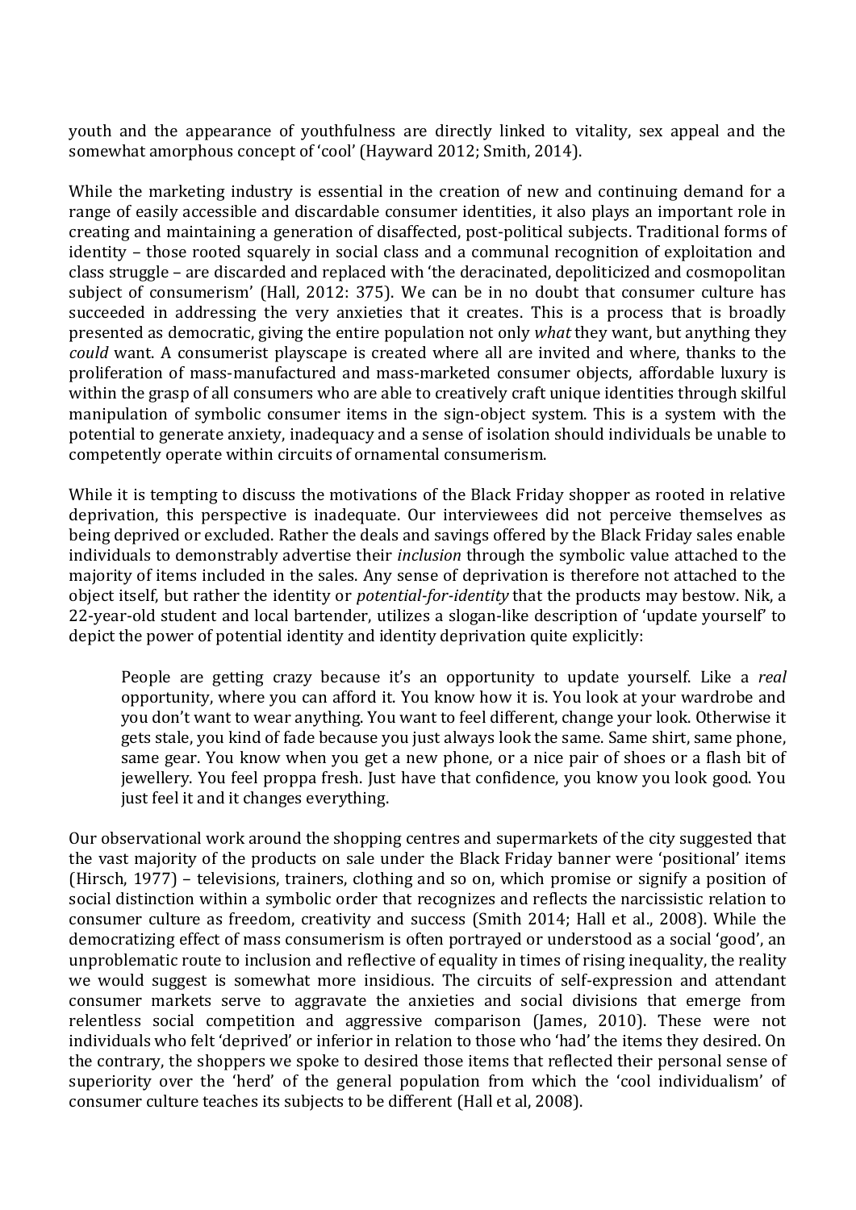youth and the appearance of youthfulness are directly linked to vitality, sex appeal and the somewhat amorphous concept of 'cool' (Hayward 2012; Smith, 2014).

While the marketing industry is essential in the creation of new and continuing demand for a range of easily accessible and discardable consumer identities, it also plays an important role in creating and maintaining a generation of disaffected, post-political subjects. Traditional forms of identity – those rooted squarely in social class and a communal recognition of exploitation and class struggle – are discarded and replaced with 'the deracinated, depoliticized and cosmopolitan subject of consumerism' (Hall, 2012: 375). We can be in no doubt that consumer culture has succeeded in addressing the very anxieties that it creates. This is a process that is broadly presented as democratic, giving the entire population not only *what* they want, but anything they *could* want. A consumerist playscape is created where all are invited and where, thanks to the proliferation of mass-manufactured and mass-marketed consumer objects, affordable luxury is within the grasp of all consumers who are able to creatively craft unique identities through skilful manipulation of symbolic consumer items in the sign-object system. This is a system with the potential to generate anxiety, inadequacy and a sense of isolation should individuals be unable to competently operate within circuits of ornamental consumerism.

While it is tempting to discuss the motivations of the Black Friday shopper as rooted in relative deprivation, this perspective is inadequate. Our interviewees did not perceive themselves as being deprived or excluded. Rather the deals and savings offered by the Black Friday sales enable individuals to demonstrably advertise their *inclusion* through the symbolic value attached to the majority of items included in the sales. Any sense of deprivation is therefore not attached to the object itself, but rather the identity or *potential-for-identity* that the products may bestow. Nik, a 22-year-old student and local bartender, utilizes a slogan-like description of 'update yourself' to depict the power of potential identity and identity deprivation quite explicitly:

> People are getting crazy because it's an opportunity to update yourself. Like a *real* opportunity, where you can afford it. You know how it is. You look at your wardrobe and you don't want to wear anything. You want to feel different, change your look. Otherwise it gets stale, you kind of fade because you just always look the same. Same shirt, same phone, same gear. You know when you get a new phone, or a nice pair of shoes or a flash bit of jewellery. You feel proppa fresh. Just have that confidence, you know you look good. You just feel it and it changes everything.

Our observational work around the shopping centres and supermarkets of the city suggested that the vast majority of the products on sale under the Black Friday banner were 'positional' items (Hirsch, 1977) – televisions, trainers, clothing and so on, which promise or signify a position of social distinction within a symbolic order that recognizes and reflects the narcissistic relation to consumer culture as freedom, creativity and success (Smith 2014; Hall et al., 2008). While the democratizing effect of mass consumerism is often portrayed or understood as a social 'good', an unproblematic route to inclusion and reflective of equality in times of rising inequality, the reality we would suggest is somewhat more insidious. The circuits of self-expression and attendant consumer markets serve to aggravate the anxieties and social divisions that emerge from relentless social competition and aggressive comparison (James, 2010). These were not individuals who felt 'deprived' or inferior in relation to those who 'had' the items they desired. On the contrary, the shoppers we spoke to desired those items that reflected their personal sense of superiority over the 'herd' of the general population from which the 'cool individualism' of consumer culture teaches its subjects to be different (Hall et al, 2008).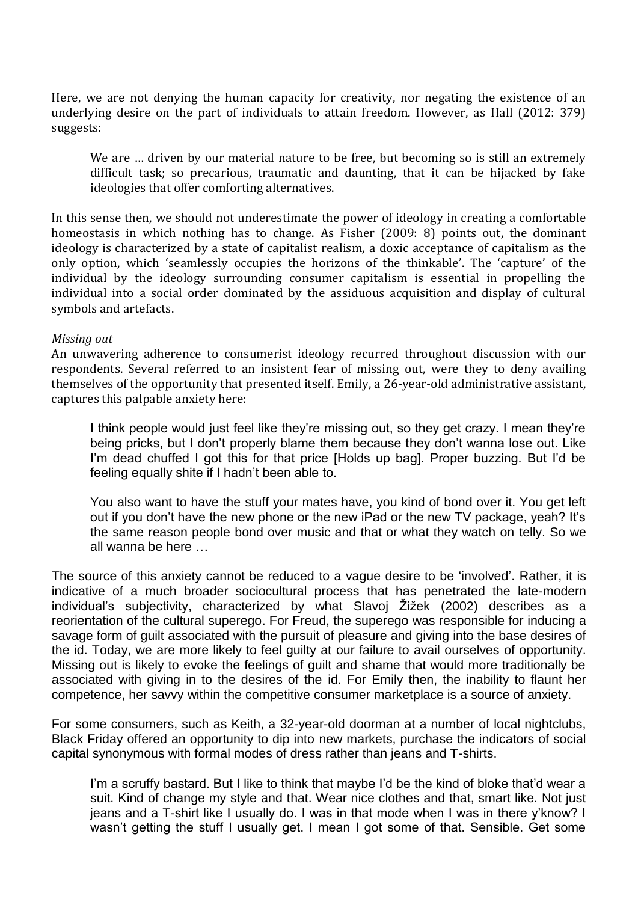Here, we are not denying the human capacity for creativity, nor negating the existence of an underlying desire on the part of individuals to attain freedom. However, as Hall (2012: 379) suggests:

> We are … driven by our material nature to be free, but becoming so is still an extremely difficult task; so precarious, traumatic and daunting, that it can be hijacked by fake ideologies that offer comforting alternatives.

In this sense then, we should not underestimate the power of ideology in creating a comfortable homeostasis in which nothing has to change. As Fisher (2009: 8) points out, the dominant ideology is characterized by a state of capitalist realism, a doxic acceptance of capitalism as the only option, which 'seamlessly occupies the horizons of the thinkable'. The 'capture' of the individual by the ideology surrounding consumer capitalism is essential in propelling the individual into a social order dominated by the assiduous acquisition and display of cultural symbols and artefacts.

*Missing out*

An unwavering adherence to consumerist ideology recurred throughout discussion with our respondents. Several referred to an insistent fear of missing out, were they to deny availing themselves of the opportunity that presented itself. Emily, a 26-year-old administrative assistant, captures this palpable anxiety here:

> I think people would just feel like they're missing out, so they get crazy. I mean they're being pricks, but I don't properly blame them because they don't wanna lose out. Like I'm dead chuffed I got this for that price [Holds up bag]. Proper buzzing. But I'd be feeling equally shite if I hadn't been able to.
>
> You also want to have the stuff your mates have, you kind of bond over it. You get left out if you don't have the new phone or the new iPad or the new TV package, yeah? It's the same reason people bond over music and that or what they watch on telly. So we all wanna be here …

The source of this anxiety cannot be reduced to a vague desire to be 'involved'. Rather, it is indicative of a much broader sociocultural process that has penetrated the late-modern individual's subjectivity, characterized by what Slavoj Žižek (2002) describes as a reorientation of the cultural superego. For Freud, the superego was responsible for inducing a savage form of guilt associated with the pursuit of pleasure and giving into the base desires of the id. Today, we are more likely to feel guilty at our failure to avail ourselves of opportunity. Missing out is likely to evoke the feelings of guilt and shame that would more traditionally be associated with giving in to the desires of the id. For Emily then, the inability to flaunt her competence, her savvy within the competitive consumer marketplace is a source of anxiety.

For some consumers, such as Keith, a 32-year-old doorman at a number of local nightclubs, Black Friday offered an opportunity to dip into new markets, purchase the indicators of social capital synonymous with formal modes of dress rather than jeans and T-shirts.

> I'm a scruffy bastard. But I like to think that maybe I'd be the kind of bloke that'd wear a suit. Kind of change my style and that. Wear nice clothes and that, smart like. Not just jeans and a T-shirt like I usually do. I was in that mode when I was in there y'know? I wasn't getting the stuff I usually get. I mean I got some of that. Sensible. Get some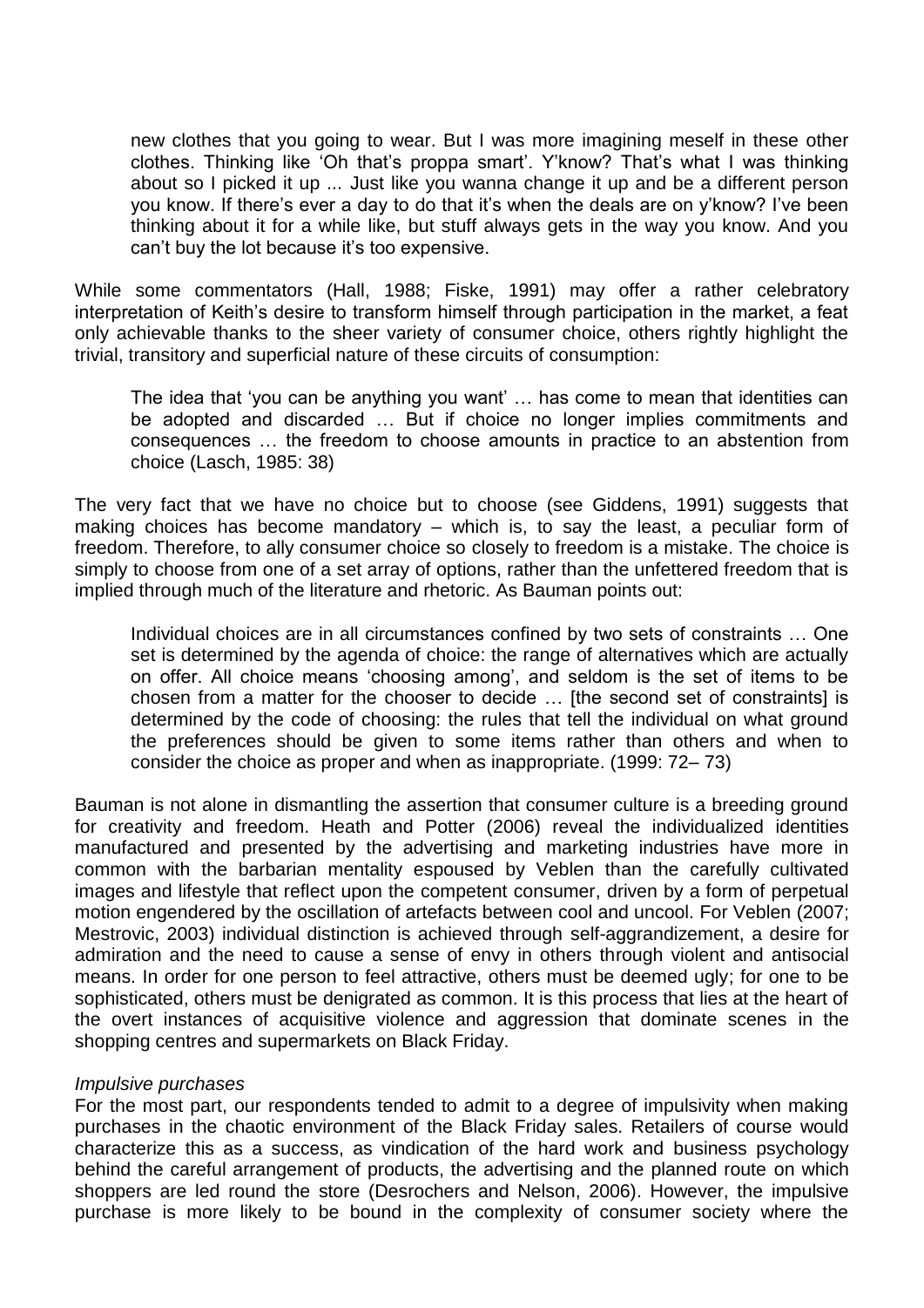> new clothes that you going to wear. But I was more imagining meself in these other clothes. Thinking like 'Oh that's proppa smart'. Y'know? That's what I was thinking about so I picked it up ... Just like you wanna change it up and be a different person you know. If there's ever a day to do that it's when the deals are on y'know? I've been thinking about it for a while like, but stuff always gets in the way you know. And you can't buy the lot because it's too expensive.

While some commentators (Hall, 1988; Fiske, 1991) may offer a rather celebratory interpretation of Keith's desire to transform himself through participation in the market, a feat only achievable thanks to the sheer variety of consumer choice, others rightly highlight the trivial, transitory and superficial nature of these circuits of consumption:

> The idea that 'you can be anything you want' … has come to mean that identities can be adopted and discarded … But if choice no longer implies commitments and consequences … the freedom to choose amounts in practice to an abstention from choice (Lasch, 1985: 38)

The very fact that we have no choice but to choose (see Giddens, 1991) suggests that making choices has become mandatory – which is, to say the least, a peculiar form of freedom. Therefore, to ally consumer choice so closely to freedom is a mistake. The choice is simply to choose from one of a set array of options, rather than the unfettered freedom that is implied through much of the literature and rhetoric. As Bauman points out:

> Individual choices are in all circumstances confined by two sets of constraints … One set is determined by the agenda of choice: the range of alternatives which are actually on offer. All choice means 'choosing among', and seldom is the set of items to be chosen from a matter for the chooser to decide … [the second set of constraints] is determined by the code of choosing: the rules that tell the individual on what ground the preferences should be given to some items rather than others and when to consider the choice as proper and when as inappropriate. (1999: 72– 73)

Bauman is not alone in dismantling the assertion that consumer culture is a breeding ground for creativity and freedom. Heath and Potter (2006) reveal the individualized identities manufactured and presented by the advertising and marketing industries have more in common with the barbarian mentality espoused by Veblen than the carefully cultivated images and lifestyle that reflect upon the competent consumer, driven by a form of perpetual motion engendered by the oscillation of artefacts between cool and uncool. For Veblen (2007; Mestrovic, 2003) individual distinction is achieved through self-aggrandizement, a desire for admiration and the need to cause a sense of envy in others through violent and antisocial means. In order for one person to feel attractive, others must be deemed ugly; for one to be sophisticated, others must be denigrated as common. It is this process that lies at the heart of the overt instances of acquisitive violence and aggression that dominate scenes in the shopping centres and supermarkets on Black Friday.

*Impulsive purchases*

For the most part, our respondents tended to admit to a degree of impulsivity when making purchases in the chaotic environment of the Black Friday sales. Retailers of course would characterize this as a success, as vindication of the hard work and business psychology behind the careful arrangement of products, the advertising and the planned route on which shoppers are led round the store (Desrochers and Nelson, 2006). However, the impulsive purchase is more likely to be bound in the complexity of consumer society where the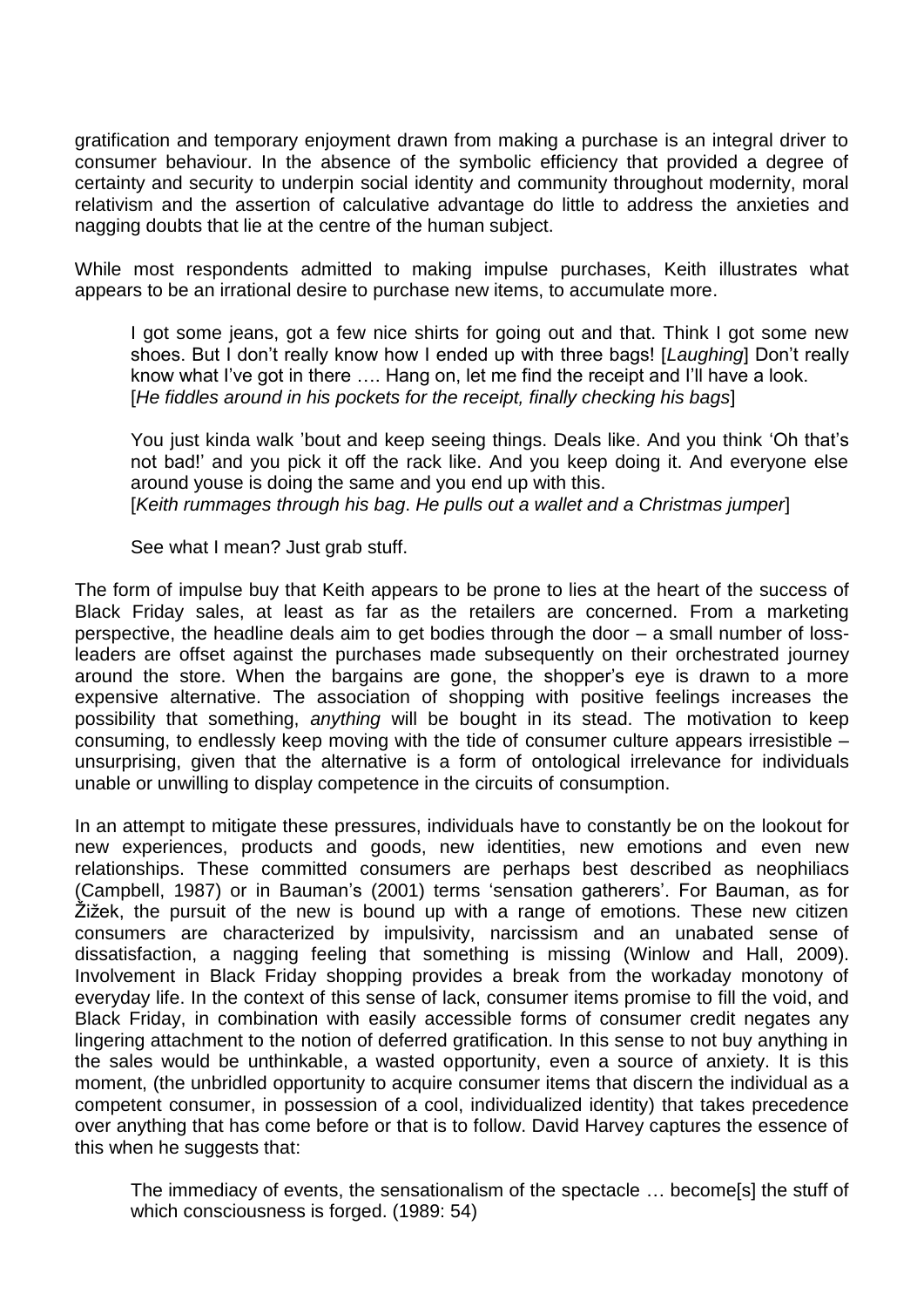gratification and temporary enjoyment drawn from making a purchase is an integral driver to consumer behaviour. In the absence of the symbolic efficiency that provided a degree of certainty and security to underpin social identity and community throughout modernity, moral relativism and the assertion of calculative advantage do little to address the anxieties and nagging doubts that lie at the centre of the human subject.

While most respondents admitted to making impulse purchases, Keith illustrates what appears to be an irrational desire to purchase new items, to accumulate more.

> I got some jeans, got a few nice shirts for going out and that. Think I got some new shoes. But I don't really know how I ended up with three bags! [*Laughing*] Don't really know what I've got in there …. Hang on, let me find the receipt and I'll have a look. [*He fiddles around in his pockets for the receipt, finally checking his bags*]
>
> You just kinda walk 'bout and keep seeing things. Deals like. And you think 'Oh that's not bad!' and you pick it off the rack like. And you keep doing it. And everyone else around youse is doing the same and you end up with this. [*Keith rummages through his bag*. *He pulls out a wallet and a Christmas jumper*]
>
> See what I mean? Just grab stuff.

The form of impulse buy that Keith appears to be prone to lies at the heart of the success of Black Friday sales, at least as far as the retailers are concerned. From a marketing perspective, the headline deals aim to get bodies through the door – a small number of loss-leaders are offset against the purchases made subsequently on their orchestrated journey around the store. When the bargains are gone, the shopper's eye is drawn to a more expensive alternative. The association of shopping with positive feelings increases the possibility that something, *anything* will be bought in its stead. The motivation to keep consuming, to endlessly keep moving with the tide of consumer culture appears irresistible – unsurprising, given that the alternative is a form of ontological irrelevance for individuals unable or unwilling to display competence in the circuits of consumption.

In an attempt to mitigate these pressures, individuals have to constantly be on the lookout for new experiences, products and goods, new identities, new emotions and even new relationships. These committed consumers are perhaps best described as neophiliacs (Campbell, 1987) or in Bauman's (2001) terms 'sensation gatherers'. For Bauman, as for Žižek, the pursuit of the new is bound up with a range of emotions. These new citizen consumers are characterized by impulsivity, narcissism and an unabated sense of dissatisfaction, a nagging feeling that something is missing (Winlow and Hall, 2009). Involvement in Black Friday shopping provides a break from the workaday monotony of everyday life. In the context of this sense of lack, consumer items promise to fill the void, and Black Friday, in combination with easily accessible forms of consumer credit negates any lingering attachment to the notion of deferred gratification. In this sense to not buy anything in the sales would be unthinkable, a wasted opportunity, even a source of anxiety. It is this moment, (the unbridled opportunity to acquire consumer items that discern the individual as a competent consumer, in possession of a cool, individualized identity) that takes precedence over anything that has come before or that is to follow. David Harvey captures the essence of this when he suggests that:

> The immediacy of events, the sensationalism of the spectacle … become[s] the stuff of which consciousness is forged. (1989: 54)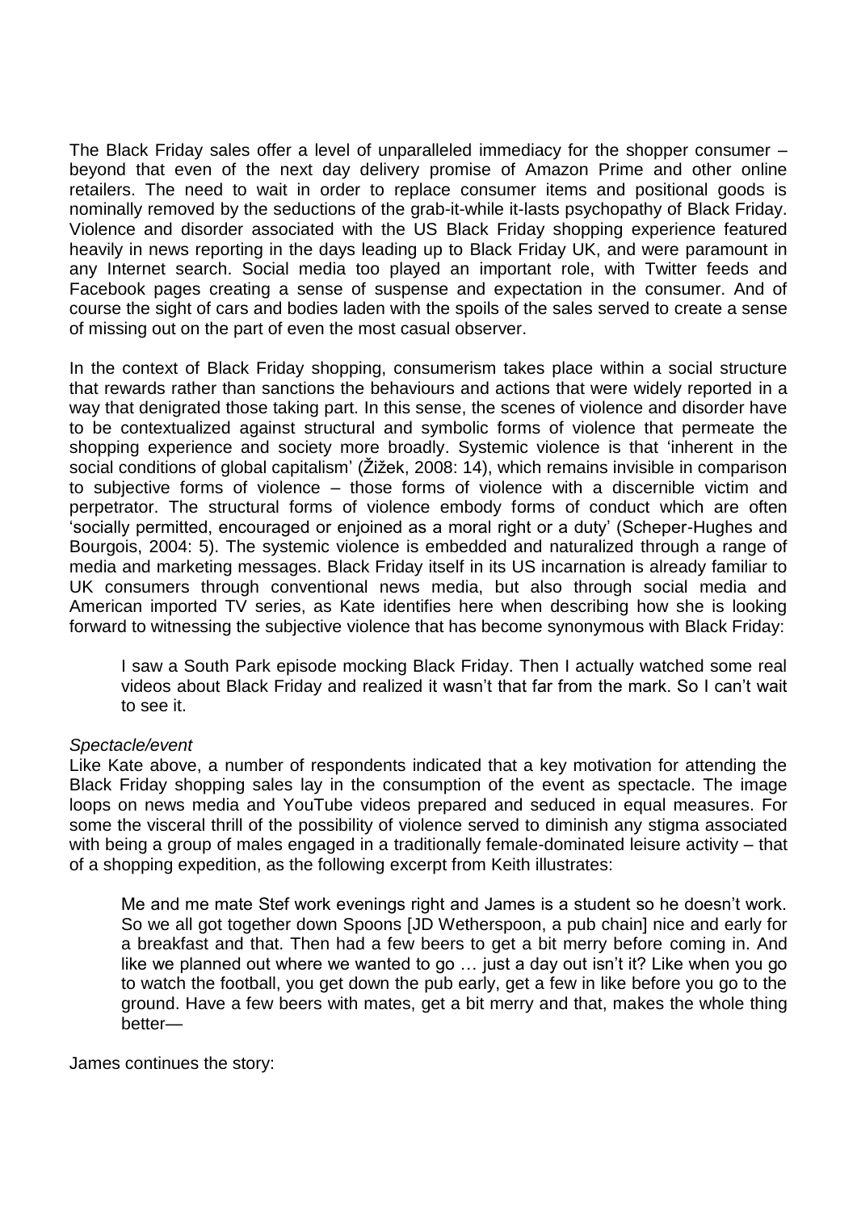The Black Friday sales offer a level of unparalleled immediacy for the shopper consumer – beyond that even of the next day delivery promise of Amazon Prime and other online retailers. The need to wait in order to replace consumer items and positional goods is nominally removed by the seductions of the grab-it-while it-lasts psychopathy of Black Friday. Violence and disorder associated with the US Black Friday shopping experience featured heavily in news reporting in the days leading up to Black Friday UK, and were paramount in any Internet search. Social media too played an important role, with Twitter feeds and Facebook pages creating a sense of suspense and expectation in the consumer. And of course the sight of cars and bodies laden with the spoils of the sales served to create a sense of missing out on the part of even the most casual observer.

In the context of Black Friday shopping, consumerism takes place within a social structure that rewards rather than sanctions the behaviours and actions that were widely reported in a way that denigrated those taking part. In this sense, the scenes of violence and disorder have to be contextualized against structural and symbolic forms of violence that permeate the shopping experience and society more broadly. Systemic violence is that 'inherent in the social conditions of global capitalism' (Žižek, 2008: 14), which remains invisible in comparison to subjective forms of violence – those forms of violence with a discernible victim and perpetrator. The structural forms of violence embody forms of conduct which are often 'socially permitted, encouraged or enjoined as a moral right or a duty' (Scheper-Hughes and Bourgois, 2004: 5). The systemic violence is embedded and naturalized through a range of media and marketing messages. Black Friday itself in its US incarnation is already familiar to UK consumers through conventional news media, but also through social media and American imported TV series, as Kate identifies here when describing how she is looking forward to witnessing the subjective violence that has become synonymous with Black Friday:

> I saw a South Park episode mocking Black Friday. Then I actually watched some real videos about Black Friday and realized it wasn't that far from the mark. So I can't wait to see it.

*Spectacle/event*

Like Kate above, a number of respondents indicated that a key motivation for attending the Black Friday shopping sales lay in the consumption of the event as spectacle. The image loops on news media and YouTube videos prepared and seduced in equal measures. For some the visceral thrill of the possibility of violence served to diminish any stigma associated with being a group of males engaged in a traditionally female-dominated leisure activity – that of a shopping expedition, as the following excerpt from Keith illustrates:

> Me and me mate Stef work evenings right and James is a student so he doesn't work. So we all got together down Spoons [JD Wetherspoon, a pub chain] nice and early for a breakfast and that. Then had a few beers to get a bit merry before coming in. And like we planned out where we wanted to go … just a day out isn't it? Like when you go to watch the football, you get down the pub early, get a few in like before you go to the ground. Have a few beers with mates, get a bit merry and that, makes the whole thing better—

James continues the story: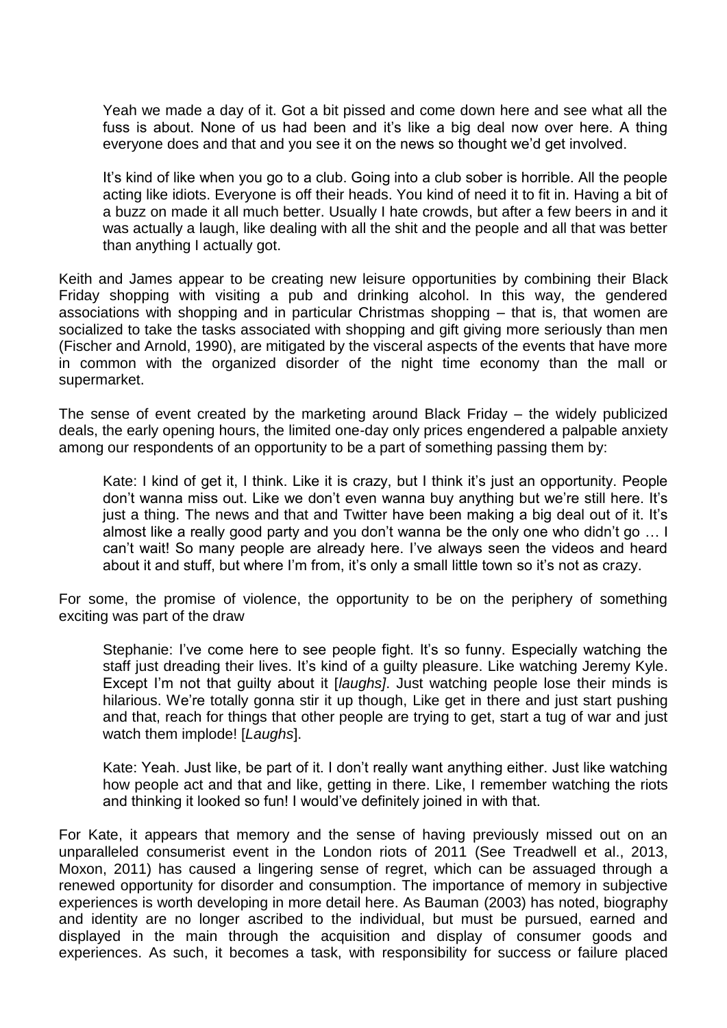> Yeah we made a day of it. Got a bit pissed and come down here and see what all the fuss is about. None of us had been and it's like a big deal now over here. A thing everyone does and that and you see it on the news so thought we'd get involved.
>
> It's kind of like when you go to a club. Going into a club sober is horrible. All the people acting like idiots. Everyone is off their heads. You kind of need it to fit in. Having a bit of a buzz on made it all much better. Usually I hate crowds, but after a few beers in and it was actually a laugh, like dealing with all the shit and the people and all that was better than anything I actually got.

Keith and James appear to be creating new leisure opportunities by combining their Black Friday shopping with visiting a pub and drinking alcohol. In this way, the gendered associations with shopping and in particular Christmas shopping – that is, that women are socialized to take the tasks associated with shopping and gift giving more seriously than men (Fischer and Arnold, 1990), are mitigated by the visceral aspects of the events that have more in common with the organized disorder of the night time economy than the mall or supermarket.

The sense of event created by the marketing around Black Friday – the widely publicized deals, the early opening hours, the limited one-day only prices engendered a palpable anxiety among our respondents of an opportunity to be a part of something passing them by:

> Kate: I kind of get it, I think. Like it is crazy, but I think it's just an opportunity. People don't wanna miss out. Like we don't even wanna buy anything but we're still here. It's just a thing. The news and that and Twitter have been making a big deal out of it. It's almost like a really good party and you don't wanna be the only one who didn't go … I can't wait! So many people are already here. I've always seen the videos and heard about it and stuff, but where I'm from, it's only a small little town so it's not as crazy.

For some, the promise of violence, the opportunity to be on the periphery of something exciting was part of the draw

> Stephanie: I've come here to see people fight. It's so funny. Especially watching the staff just dreading their lives. It's kind of a guilty pleasure. Like watching Jeremy Kyle. Except I'm not that guilty about it [*laughs]*. Just watching people lose their minds is hilarious. We're totally gonna stir it up though, Like get in there and just start pushing and that, reach for things that other people are trying to get, start a tug of war and just watch them implode! [*Laughs*].
>
> Kate: Yeah. Just like, be part of it. I don't really want anything either. Just like watching how people act and that and like, getting in there. Like, I remember watching the riots and thinking it looked so fun! I would've definitely joined in with that.

For Kate, it appears that memory and the sense of having previously missed out on an unparalleled consumerist event in the London riots of 2011 (See Treadwell et al., 2013, Moxon, 2011) has caused a lingering sense of regret, which can be assuaged through a renewed opportunity for disorder and consumption. The importance of memory in subjective experiences is worth developing in more detail here. As Bauman (2003) has noted, biography and identity are no longer ascribed to the individual, but must be pursued, earned and displayed in the main through the acquisition and display of consumer goods and experiences. As such, it becomes a task, with responsibility for success or failure placed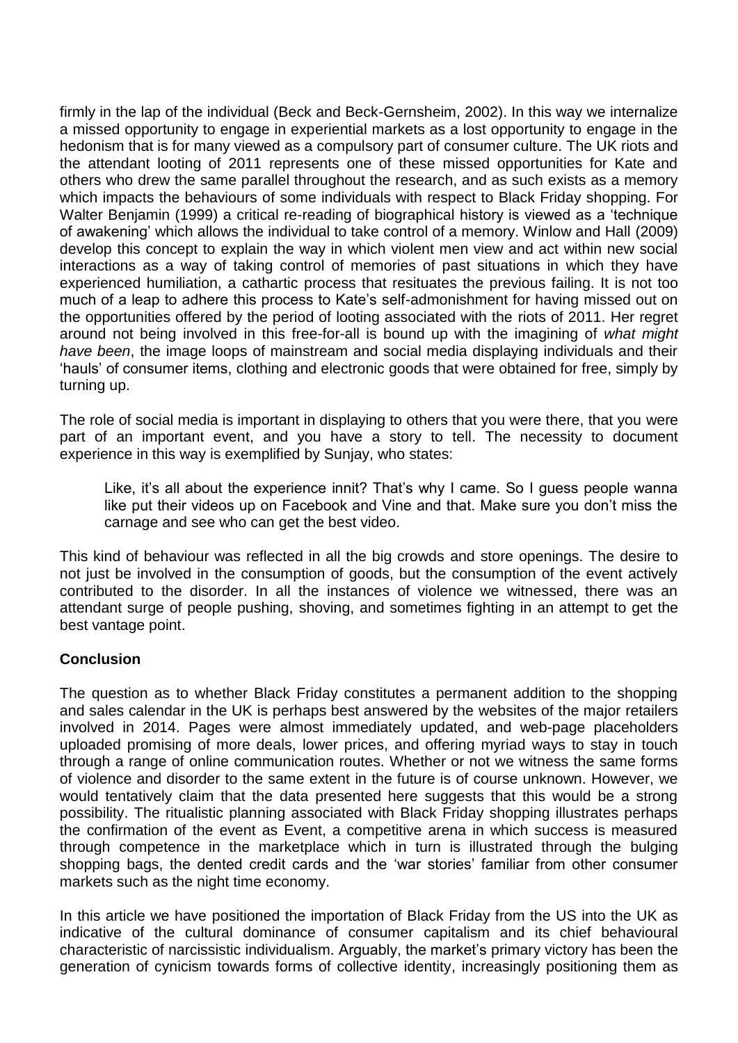firmly in the lap of the individual (Beck and Beck-Gernsheim, 2002). In this way we internalize a missed opportunity to engage in experiential markets as a lost opportunity to engage in the hedonism that is for many viewed as a compulsory part of consumer culture. The UK riots and the attendant looting of 2011 represents one of these missed opportunities for Kate and others who drew the same parallel throughout the research, and as such exists as a memory which impacts the behaviours of some individuals with respect to Black Friday shopping. For Walter Benjamin (1999) a critical re-reading of biographical history is viewed as a 'technique of awakening' which allows the individual to take control of a memory. Winlow and Hall (2009) develop this concept to explain the way in which violent men view and act within new social interactions as a way of taking control of memories of past situations in which they have experienced humiliation, a cathartic process that resituates the previous failing. It is not too much of a leap to adhere this process to Kate's self-admonishment for having missed out on the opportunities offered by the period of looting associated with the riots of 2011. Her regret around not being involved in this free-for-all is bound up with the imagining of *what might have been*, the image loops of mainstream and social media displaying individuals and their 'hauls' of consumer items, clothing and electronic goods that were obtained for free, simply by turning up.

The role of social media is important in displaying to others that you were there, that you were part of an important event, and you have a story to tell. The necessity to document experience in this way is exemplified by Sunjay, who states:

> Like, it's all about the experience innit? That's why I came. So I guess people wanna like put their videos up on Facebook and Vine and that. Make sure you don't miss the carnage and see who can get the best video.

This kind of behaviour was reflected in all the big crowds and store openings. The desire to not just be involved in the consumption of goods, but the consumption of the event actively contributed to the disorder. In all the instances of violence we witnessed, there was an attendant surge of people pushing, shoving, and sometimes fighting in an attempt to get the best vantage point.

## Conclusion

The question as to whether Black Friday constitutes a permanent addition to the shopping and sales calendar in the UK is perhaps best answered by the websites of the major retailers involved in 2014. Pages were almost immediately updated, and web-page placeholders uploaded promising of more deals, lower prices, and offering myriad ways to stay in touch through a range of online communication routes. Whether or not we witness the same forms of violence and disorder to the same extent in the future is of course unknown. However, we would tentatively claim that the data presented here suggests that this would be a strong possibility. The ritualistic planning associated with Black Friday shopping illustrates perhaps the confirmation of the event as Event, a competitive arena in which success is measured through competence in the marketplace which in turn is illustrated through the bulging shopping bags, the dented credit cards and the 'war stories' familiar from other consumer markets such as the night time economy.

In this article we have positioned the importation of Black Friday from the US into the UK as indicative of the cultural dominance of consumer capitalism and its chief behavioural characteristic of narcissistic individualism. Arguably, the market's primary victory has been the generation of cynicism towards forms of collective identity, increasingly positioning them as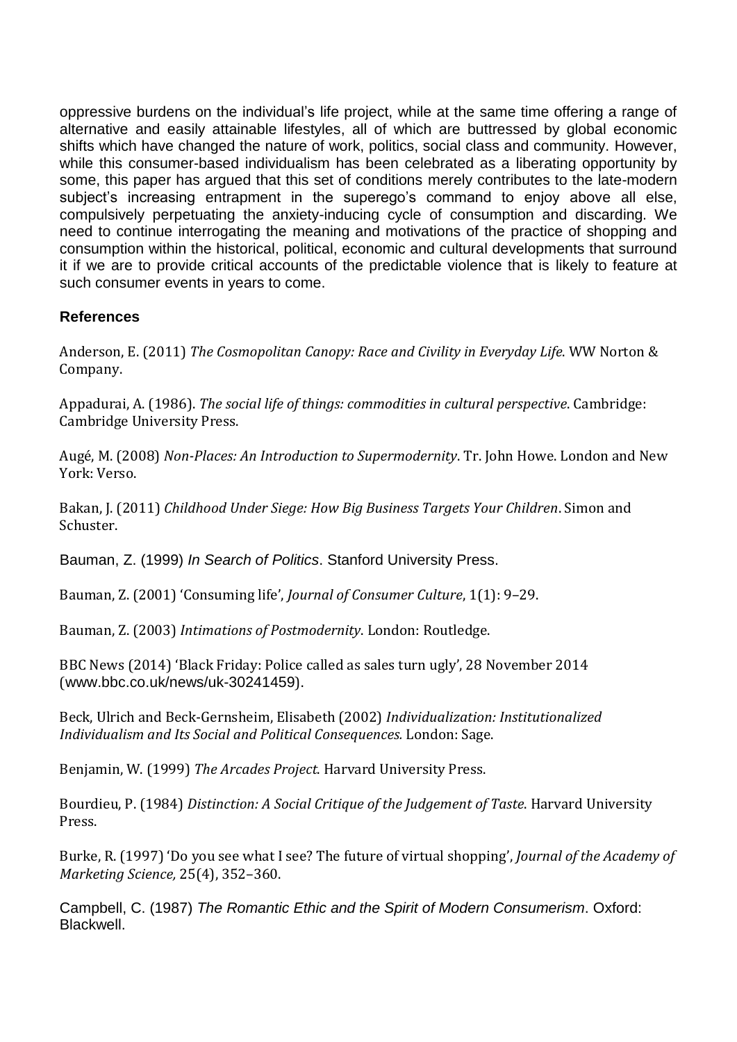oppressive burdens on the individual's life project, while at the same time offering a range of alternative and easily attainable lifestyles, all of which are buttressed by global economic shifts which have changed the nature of work, politics, social class and community. However, while this consumer-based individualism has been celebrated as a liberating opportunity by some, this paper has argued that this set of conditions merely contributes to the late-modern subject's increasing entrapment in the superego's command to enjoy above all else, compulsively perpetuating the anxiety-inducing cycle of consumption and discarding. We need to continue interrogating the meaning and motivations of the practice of shopping and consumption within the historical, political, economic and cultural developments that surround it if we are to provide critical accounts of the predictable violence that is likely to feature at such consumer events in years to come.

## References

Anderson, E. (2011) *The Cosmopolitan Canopy: Race and Civility in Everyday Life.* WW Norton & Company.

Appadurai, A. (1986). *The social life of things: commodities in cultural perspective*. Cambridge: Cambridge University Press.

Augé, M. (2008) *Non-Places: An Introduction to Supermodernity*. Tr. John Howe. London and New York: Verso.

Bakan, J. (2011) *Childhood Under Siege: How Big Business Targets Your Children*. Simon and Schuster.

Bauman, Z. (1999) *In Search of Politics*. Stanford University Press.

Bauman, Z. (2001) 'Consuming life', *Journal of Consumer Culture*, 1(1): 9–29.

Bauman, Z. (2003) *Intimations of Postmodernity*. London: Routledge.

BBC News (2014) 'Black Friday: Police called as sales turn ugly', 28 November 2014 (www.bbc.co.uk/news/uk-30241459).

Beck, Ulrich and Beck-Gernsheim, Elisabeth (2002) *Individualization: Institutionalized Individualism and Its Social and Political Consequences.* London: Sage.

Benjamin, W. (1999) *The Arcades Project*. Harvard University Press.

Bourdieu, P. (1984) *Distinction: A Social Critique of the Judgement of Taste*. Harvard University Press.

Burke, R. (1997) 'Do you see what I see? The future of virtual shopping', *Journal of the Academy of Marketing Science,* 25(4), 352–360.

Campbell, C. (1987) *The Romantic Ethic and the Spirit of Modern Consumerism*. Oxford: Blackwell.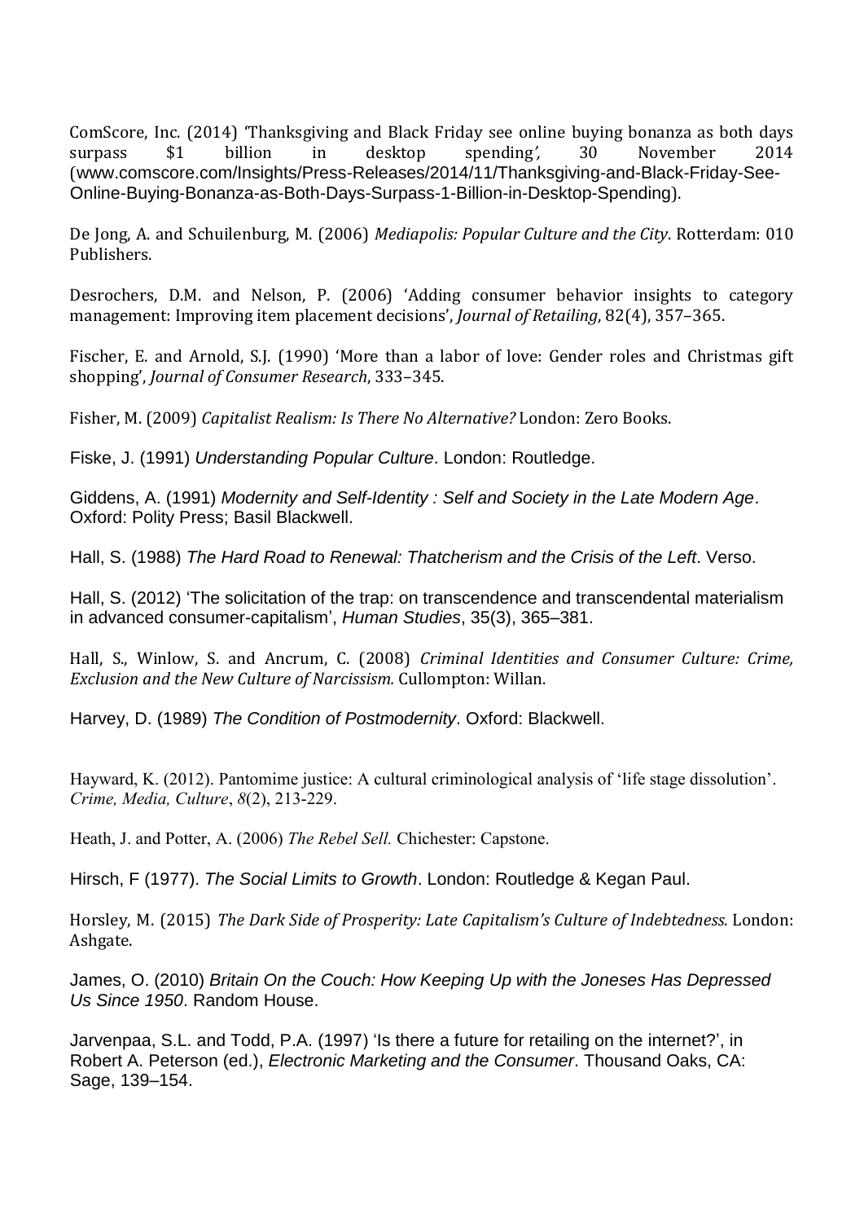ComScore, Inc. (2014) 'Thanksgiving and Black Friday see online buying bonanza as both days surpass $1 billion in desktop spending', 30 November 2014 (www.comscore.com/Insights/Press-Releases/2014/11/Thanksgiving-and-Black-Friday-See-Online-Buying-Bonanza-as-Both-Days-Surpass-1-Billion-in-Desktop-Spending).

De Jong, A. and Schuilenburg, M. (2006) *Mediapolis: Popular Culture and the City*. Rotterdam: 010 Publishers.

Desrochers, D.M. and Nelson, P. (2006) 'Adding consumer behavior insights to category management: Improving item placement decisions', *Journal of Retailing*, 82(4), 357–365.

Fischer, E. and Arnold, S.J. (1990) 'More than a labor of love: Gender roles and Christmas gift shopping', *Journal of Consumer Research*, 333–345.

Fisher, M. (2009) *Capitalist Realism: Is There No Alternative?* London: Zero Books.

Fiske, J. (1991) *Understanding Popular Culture*. London: Routledge.

Giddens, A. (1991) *Modernity and Self-Identity : Self and Society in the Late Modern Age*. Oxford: Polity Press; Basil Blackwell.

Hall, S. (1988) *The Hard Road to Renewal: Thatcherism and the Crisis of the Left*. Verso.

Hall, S. (2012) 'The solicitation of the trap: on transcendence and transcendental materialism in advanced consumer-capitalism', *Human Studies*, 35(3), 365–381.

Hall, S., Winlow, S. and Ancrum, C. (2008) *Criminal Identities and Consumer Culture: Crime, Exclusion and the New Culture of Narcissism.* Cullompton: Willan.

Harvey, D. (1989) *The Condition of Postmodernity*. Oxford: Blackwell.

Hayward, K. (2012). Pantomime justice: A cultural criminological analysis of 'life stage dissolution'. *Crime, Media, Culture*, *8*(2), 213-229.

Heath, J. and Potter, A. (2006) *The Rebel Sell.* Chichester: Capstone.

Hirsch, F (1977). *The Social Limits to Growth*. London: Routledge & Kegan Paul.

Horsley, M. (2015) *The Dark Side of Prosperity: Late Capitalism's Culture of Indebtedness.* London: Ashgate.

James, O. (2010) *Britain On the Couch: How Keeping Up with the Joneses Has Depressed Us Since 1950*. Random House.

Jarvenpaa, S.L. and Todd, P.A. (1997) 'Is there a future for retailing on the internet?', in Robert A. Peterson (ed.), *Electronic Marketing and the Consumer*. Thousand Oaks, CA: Sage, 139–154.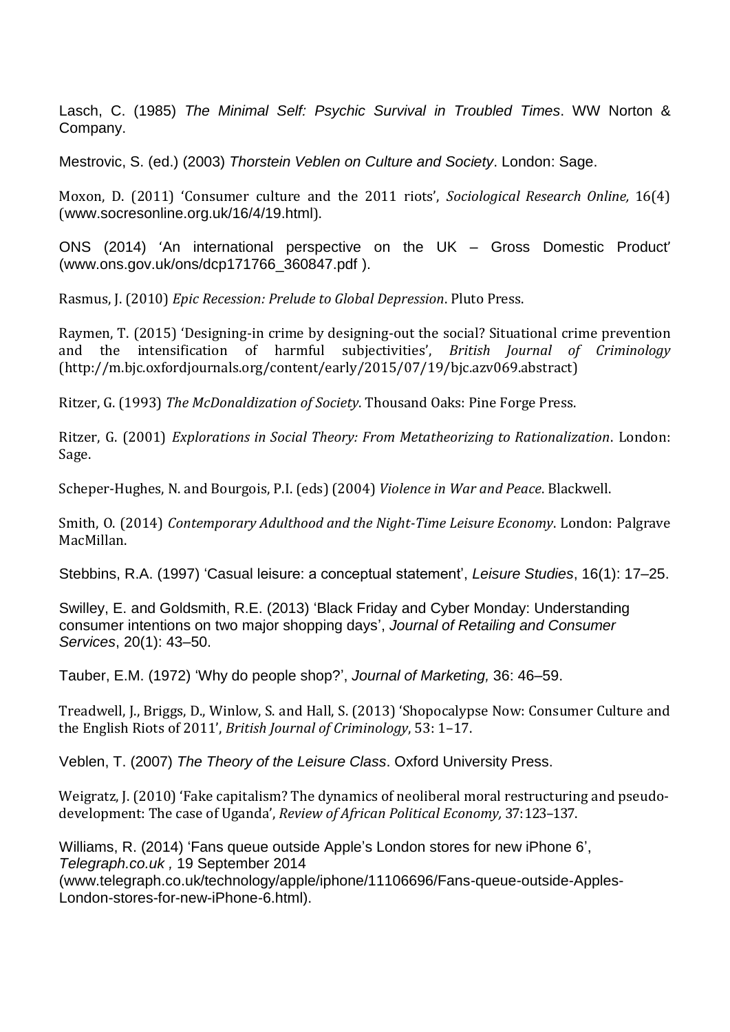Lasch, C. (1985) *The Minimal Self: Psychic Survival in Troubled Times*. WW Norton & Company.

Mestrovic, S. (ed.) (2003) *Thorstein Veblen on Culture and Society*. London: Sage.

Moxon, D. (2011) 'Consumer culture and the 2011 riots', *Sociological Research Online,* 16(4) (www.socresonline.org.uk/16/4/19.html).

ONS (2014) 'An international perspective on the UK – Gross Domestic Product' (www.ons.gov.uk/ons/dcp171766_360847.pdf ).

Rasmus, J. (2010) *Epic Recession: Prelude to Global Depression*. Pluto Press.

Raymen, T. (2015) 'Designing-in crime by designing-out the social? Situational crime prevention and the intensification of harmful subjectivities', *British Journal of Criminology* (http://m.bjc.oxfordjournals.org/content/early/2015/07/19/bjc.azv069.abstract)

Ritzer, G. (1993) *The McDonaldization of Society*. Thousand Oaks: Pine Forge Press.

Ritzer, G. (2001) *Explorations in Social Theory: From Metatheorizing to Rationalization*. London: Sage.

Scheper-Hughes, N. and Bourgois, P.I. (eds) (2004) *Violence in War and Peace*. Blackwell.

Smith, O. (2014) *Contemporary Adulthood and the Night-Time Leisure Economy*. London: Palgrave MacMillan.

Stebbins, R.A. (1997) 'Casual leisure: a conceptual statement', *Leisure Studies*, 16(1): 17–25.

Swilley, E. and Goldsmith, R.E. (2013) 'Black Friday and Cyber Monday: Understanding consumer intentions on two major shopping days', *Journal of Retailing and Consumer Services*, 20(1): 43–50.

Tauber, E.M. (1972) 'Why do people shop?', *Journal of Marketing*, 36: 46–59.

Treadwell, J., Briggs, D., Winlow, S. and Hall, S. (2013) 'Shopocalypse Now: Consumer Culture and the English Riots of 2011', *British Journal of Criminology*, 53: 1–17.

Veblen, T. (2007) *The Theory of the Leisure Class*. Oxford University Press.

Weigratz, J. (2010) 'Fake capitalism? The dynamics of neoliberal moral restructuring and pseudo-development: The case of Uganda', *Review of African Political Economy,* 37:123–137.

Williams, R. (2014) 'Fans queue outside Apple's London stores for new iPhone 6', *Telegraph.co.uk* , 19 September 2014 (www.telegraph.co.uk/technology/apple/iphone/11106696/Fans-queue-outside-Apples-London-stores-for-new-iPhone-6.html).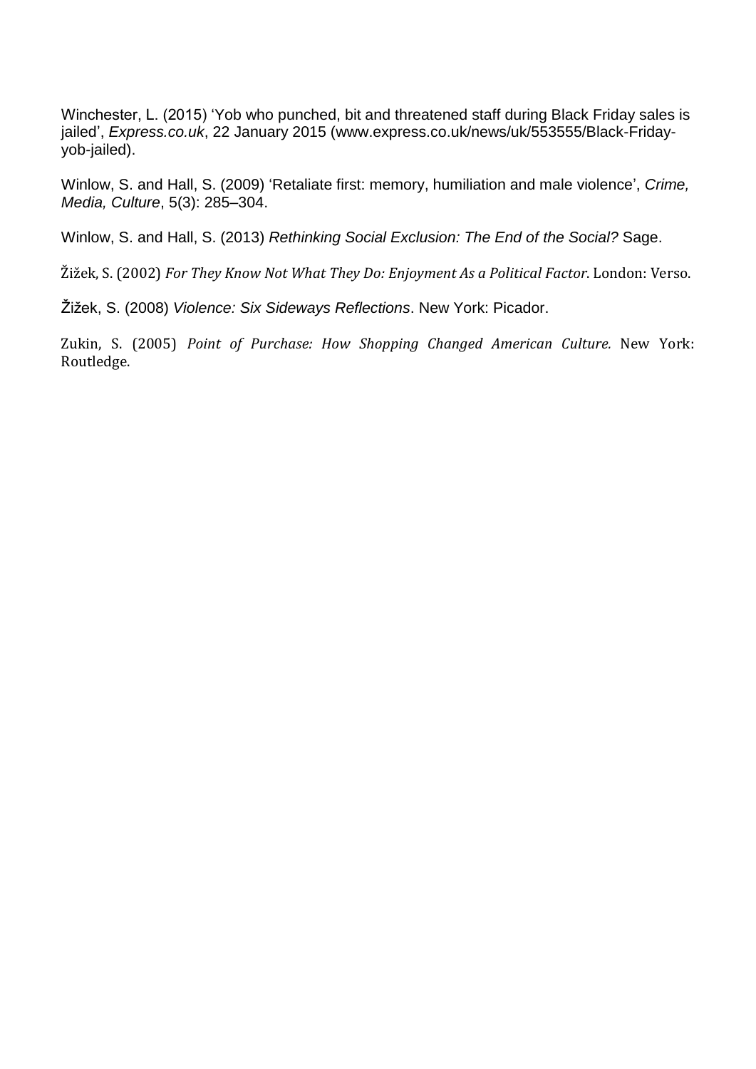Winchester, L. (2015) 'Yob who punched, bit and threatened staff during Black Friday sales is jailed', *Express.co.uk*, 22 January 2015 (www.express.co.uk/news/uk/553555/Black-Friday-yob-jailed).

Winlow, S. and Hall, S. (2009) 'Retaliate first: memory, humiliation and male violence', *Crime, Media, Culture*, 5(3): 285–304.

Winlow, S. and Hall, S. (2013) *Rethinking Social Exclusion: The End of the Social?* Sage.

Žižek, S. (2002) *For They Know Not What They Do: Enjoyment As a Political Factor*. London: Verso.

Žižek, S. (2008) *Violence: Six Sideways Reflections*. New York: Picador.

Zukin, S. (2005) *Point of Purchase: How Shopping Changed American Culture.* New York: Routledge.